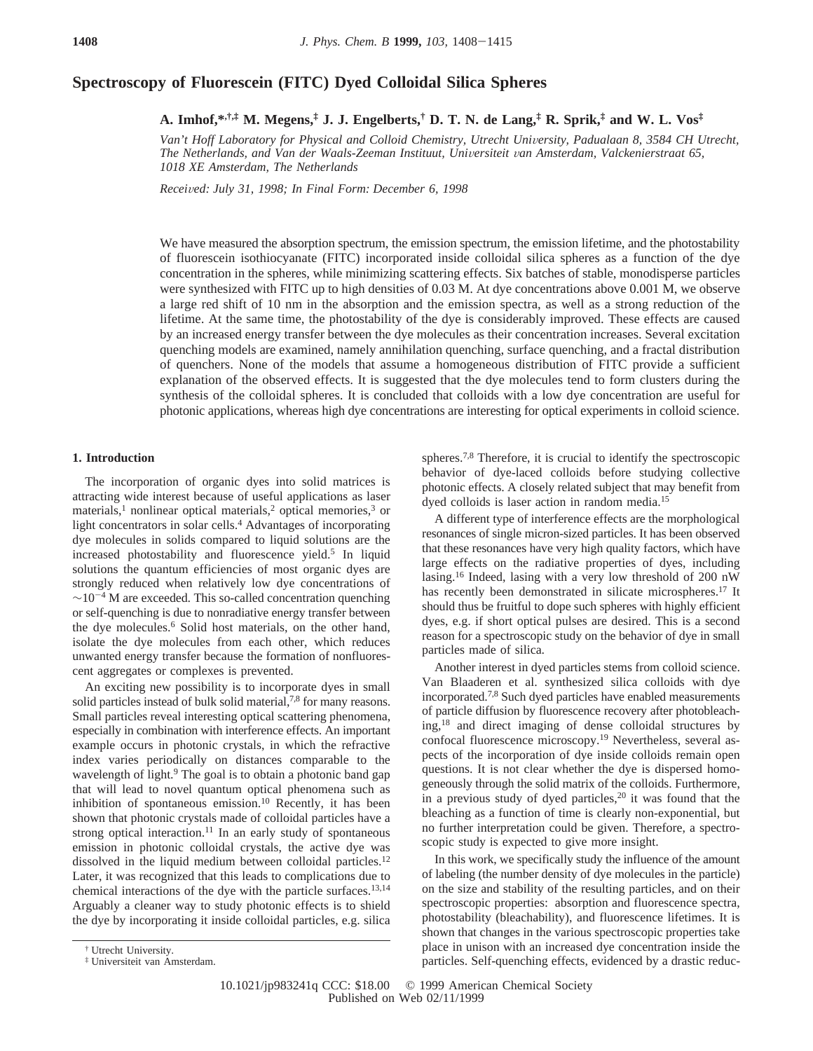# Spectroscopy of Fluorescein (FITC) Dyed Colloidal Silica Spheres

**A. Imhof,\*[†,‡] M. Megens,[‡] J. J. Engelberts,[†] D. T. N. de Lang,[‡] R. Sprik,[‡] and W. L. Vos[‡]**

*Van't Hoff Laboratory for Physical and Colloid Chemistry, Utrecht University, Padualaan 8, 3584 CH Utrecht, The Netherlands, and Van der Waals-Zeeman Instituut, Universiteit van Amsterdam, Valckenierstraat 65, 1018 XE Amsterdam, The Netherlands*

*Received: July 31, 1998; In Final Form: December 6, 1998*

We have measured the absorption spectrum, the emission spectrum, the emission lifetime, and the photostability of fluorescein isothiocyanate (FITC) incorporated inside colloidal silica spheres as a function of the dye concentration in the spheres, while minimizing scattering effects. Six batches of stable, monodisperse particles were synthesized with FITC up to high densities of 0.03 M. At dye concentrations above 0.001 M, we observe a large red shift of 10 nm in the absorption and the emission spectra, as well as a strong reduction of the lifetime. At the same time, the photostability of the dye is considerably improved. These effects are caused by an increased energy transfer between the dye molecules as their concentration increases. Several excitation quenching models are examined, namely annihilation quenching, surface quenching, and a fractal distribution of quenchers. None of the models that assume a homogeneous distribution of FITC provide a sufficient explanation of the observed effects. It is suggested that the dye molecules tend to form clusters during the synthesis of the colloidal spheres. It is concluded that colloids with a low dye concentration are useful for photonic applications, whereas high dye concentrations are interesting for optical experiments in colloid science.

## 1. Introduction

The incorporation of organic dyes into solid matrices is attracting wide interest because of useful applications as laser materials,[1] nonlinear optical materials,[2] optical memories,[3] or light concentrators in solar cells.[4] Advantages of incorporating dye molecules in solids compared to liquid solutions are the increased photostability and fluorescence yield.[5] In liquid solutions the quantum efficiencies of most organic dyes are strongly reduced when relatively low dye concentrations of $\sim 10^{-4}$ M are exceeded. This so-called concentration quenching or self-quenching is due to nonradiative energy transfer between the dye molecules.[6] Solid host materials, on the other hand, isolate the dye molecules from each other, which reduces unwanted energy transfer because the formation of nonfluorescent aggregates or complexes is prevented.

An exciting new possibility is to incorporate dyes in small solid particles instead of bulk solid material,[7,8] for many reasons. Small particles reveal interesting optical scattering phenomena, especially in combination with interference effects. An important example occurs in photonic crystals, in which the refractive index varies periodically on distances comparable to the wavelength of light.[9] The goal is to obtain a photonic band gap that will lead to novel quantum optical phenomena such as inhibition of spontaneous emission.[10] Recently, it has been shown that photonic crystals made of colloidal particles have a strong optical interaction.[11] In an early study of spontaneous emission in photonic colloidal crystals, the active dye was dissolved in the liquid medium between colloidal particles.[12] Later, it was recognized that this leads to complications due to chemical interactions of the dye with the particle surfaces.[13,14] Arguably a cleaner way to study photonic effects is to shield the dye by incorporating it inside colloidal particles, e.g. silica spheres.[7,8] Therefore, it is crucial to identify the spectroscopic behavior of dye-laced colloids before studying collective photonic effects. A closely related subject that may benefit from dyed colloids is laser action in random media.[15]

A different type of interference effects are the morphological resonances of single micron-sized particles. It has been observed that these resonances have very high quality factors, which have large effects on the radiative properties of dyes, including lasing.[16] Indeed, lasing with a very low threshold of 200 nW has recently been demonstrated in silicate microspheres.[17] It should thus be fruitful to dope such spheres with highly efficient dyes, e.g. if short optical pulses are desired. This is a second reason for a spectroscopic study on the behavior of dye in small particles made of silica.

Another interest in dyed particles stems from colloid science. Van Blaaderen et al. synthesized silica colloids with dye incorporated.[7,8] Such dyed particles have enabled measurements of particle diffusion by fluorescence recovery after photobleaching,[18] and direct imaging of dense colloidal structures by confocal fluorescence microscopy.[19] Nevertheless, several aspects of the incorporation of dye inside colloids remain open questions. It is not clear whether the dye is dispersed homogeneously through the solid matrix of the colloids. Furthermore, in a previous study of dyed particles,[20] it was found that the bleaching as a function of time is clearly non-exponential, but no further interpretation could be given. Therefore, a spectroscopic study is expected to give more insight.

In this work, we specifically study the influence of the amount of labeling (the number density of dye molecules in the particle) on the size and stability of the resulting particles, and on their spectroscopic properties: absorption and fluorescence spectra, photostability (bleachability), and fluorescence lifetimes. It is shown that changes in the various spectroscopic properties take place in unison with an increased dye concentration inside the particles. Self-quenching effects, evidenced by a drastic reduc-

[†] Utrecht University.

[‡] Universiteit van Amsterdam.

10.1021/jp983241q CCC: $18.00 © 1999 American Chemical Society
Published on Web 02/11/1999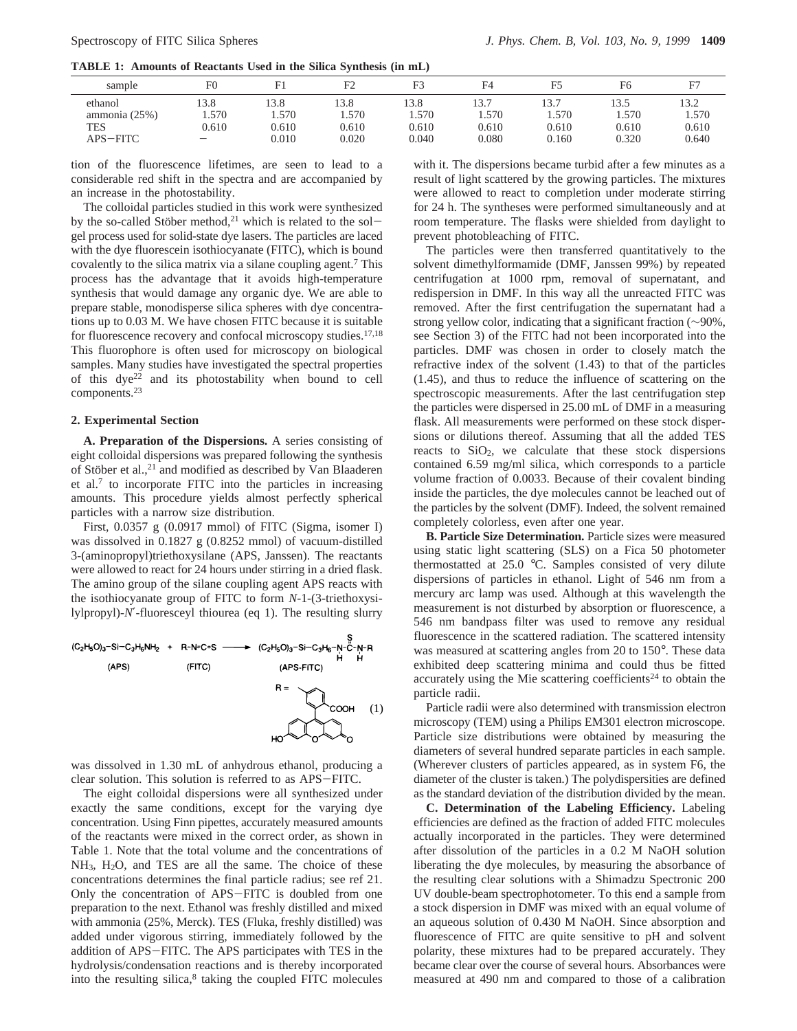**TABLE 1: Amounts of Reactants Used in the Silica Synthesis (in mL)**

| sample | F0 | F1 | F2 | F3 | F4 | F5 | F6 | F7 |
|---|---|---|---|---|---|---|---|---|
| ethanol | 13.8 | 13.8 | 13.8 | 13.8 | 13.7 | 13.7 | 13.5 | 13.2 |
| ammonia (25%) | 1.570 | 1.570 | 1.570 | 1.570 | 1.570 | 1.570 | 1.570 | 1.570 |
| TES | 0.610 | 0.610 | 0.610 | 0.610 | 0.610 | 0.610 | 0.610 | 0.610 |
| APS−FITC | − | 0.010 | 0.020 | 0.040 | 0.080 | 0.160 | 0.320 | 0.640 |

tion of the fluorescence lifetimes, are seen to lead to a considerable red shift in the spectra and are accompanied by an increase in the photostability.

The colloidal particles studied in this work were synthesized by the so-called Stöber method,[21] which is related to the sol−gel process used for solid-state dye lasers. The particles are laced with the dye fluorescein isothiocyanate (FITC), which is bound covalently to the silica matrix via a silane coupling agent.[7] This process has the advantage that it avoids high-temperature synthesis that would damage any organic dye. We are able to prepare stable, monodisperse silica spheres with dye concentrations up to 0.03 M. We have chosen FITC because it is suitable for fluorescence recovery and confocal microscopy studies.[17,18] This fluorophore is often used for microscopy on biological samples. Many studies have investigated the spectral properties of this dye[22] and its photostability when bound to cell components.[23]

## 2. Experimental Section

**A. Preparation of the Dispersions.** A series consisting of eight colloidal dispersions was prepared following the synthesis of Stöber et al.,[21] and modified as described by Van Blaaderen et al.[7] to incorporate FITC into the particles in increasing amounts. This procedure yields almost perfectly spherical particles with a narrow size distribution.

First, 0.0357 g (0.0917 mmol) of FITC (Sigma, isomer I) was dissolved in 0.1827 g (0.8252 mmol) of vacuum-distilled 3-(aminopropyl)triethoxysilane (APS, Janssen). The reactants were allowed to react for 24 hours under stirring in a dried flask. The amino group of the silane coupling agent APS reacts with the isothiocyanate group of FITC to form *N*-1-(3-triethoxysilylpropyl)-*N*′-fluoresceyl thiourea (eq 1). The resulting slurry

$$(C_2H_5O)_3\text{-Si-}C_3H_6NH_2 \;(\text{APS}) + \text{R-N=C=S} \;(\text{FITC}) \longrightarrow (C_2H_5O)_3\text{-Si-}C_3H_6\text{-}\underset{H}{N}\text{-}\overset{S}{\overset{\|}{C}}\text{-}\underset{H}{N}\text{-R} \;(\text{APS-FITC}) \quad (1)$$

was dissolved in 1.30 mL of anhydrous ethanol, producing a clear solution. This solution is referred to as APS−FITC.

The eight colloidal dispersions were all synthesized under exactly the same conditions, except for the varying dye concentration. Using Finn pipettes, accurately measured amounts of the reactants were mixed in the correct order, as shown in Table 1. Note that the total volume and the concentrations of $NH_3$, $H_2O$, and TES are all the same. The choice of these concentrations determines the final particle radius; see ref 21. Only the concentration of APS−FITC is doubled from one preparation to the next. Ethanol was freshly distilled and mixed with ammonia (25%, Merck). TES (Fluka, freshly distilled) was added under vigorous stirring, immediately followed by the addition of APS−FITC. The APS participates with TES in the hydrolysis/condensation reactions and is thereby incorporated into the resulting silica,[8] taking the coupled FITC molecules with it. The dispersions became turbid after a few minutes as a result of light scattered by the growing particles. The mixtures were allowed to react to completion under moderate stirring for 24 h. The syntheses were performed simultaneously and at room temperature. The flasks were shielded from daylight to prevent photobleaching of FITC.

The particles were then transferred quantitatively to the solvent dimethylformamide (DMF, Janssen 99%) by repeated centrifugation at 1000 rpm, removal of supernatant, and redispersion in DMF. In this way all the unreacted FITC was removed. After the first centrifugation the supernatant had a strong yellow color, indicating that a significant fraction (~90%, see Section 3) of the FITC had not been incorporated into the particles. DMF was chosen in order to closely match the refractive index of the solvent (1.43) to that of the particles (1.45), and thus to reduce the influence of scattering on the spectroscopic measurements. After the last centrifugation step the particles were dispersed in 25.00 mL of DMF in a measuring flask. All measurements were performed on these stock dispersions or dilutions thereof. Assuming that all the added TES reacts to $SiO_2$, we calculate that these stock dispersions contained 6.59 mg/ml silica, which corresponds to a particle volume fraction of 0.0033. Because of their covalent binding inside the particles, the dye molecules cannot be leached out of the particles by the solvent (DMF). Indeed, the solvent remained completely colorless, even after one year.

**B. Particle Size Determination.** Particle sizes were measured using static light scattering (SLS) on a Fica 50 photometer thermostatted at 25.0 °C. Samples consisted of very dilute dispersions of particles in ethanol. Light of 546 nm from a mercury arc lamp was used. Although at this wavelength the measurement is not disturbed by absorption or fluorescence, a 546 nm bandpass filter was used to remove any residual fluorescence in the scattered radiation. The scattered intensity was measured at scattering angles from 20 to 150°. These data exhibited deep scattering minima and could thus be fitted accurately using the Mie scattering coefficients[24] to obtain the particle radii.

Particle radii were also determined with transmission electron microscopy (TEM) using a Philips EM301 electron microscope. Particle size distributions were obtained by measuring the diameters of several hundred separate particles in each sample. (Wherever clusters of particles appeared, as in system F6, the diameter of the cluster is taken.) The polydispersities are defined as the standard deviation of the distribution divided by the mean.

**C. Determination of the Labeling Efficiency.** Labeling efficiencies are defined as the fraction of added FITC molecules actually incorporated in the particles. They were determined after dissolution of the particles in a 0.2 M NaOH solution liberating the dye molecules, by measuring the absorbance of the resulting clear solutions with a Shimadzu Spectronic 200 UV double-beam spectrophotometer. To this end a sample from a stock dispersion in DMF was mixed with an equal volume of an aqueous solution of 0.430 M NaOH. Since absorption and fluorescence of FITC are quite sensitive to pH and solvent polarity, these mixtures had to be prepared accurately. They became clear over the course of several hours. Absorbances were measured at 490 nm and compared to those of a calibration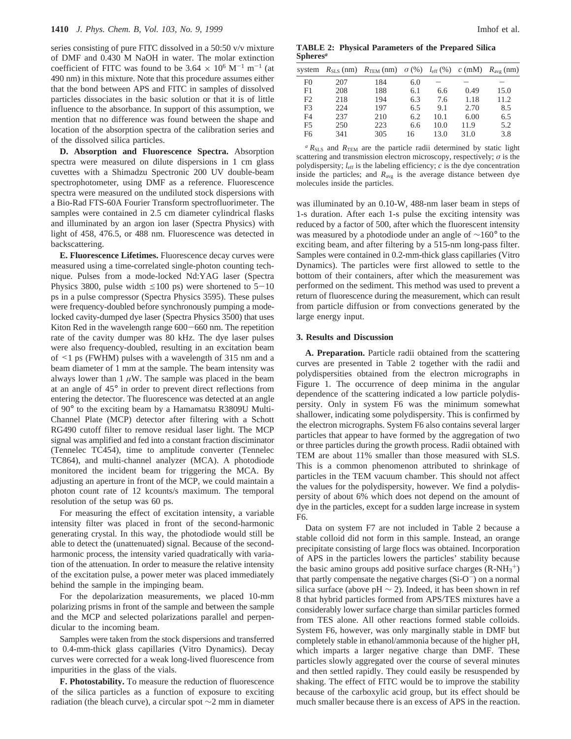series consisting of pure FITC dissolved in a 50:50 v/v mixture of DMF and 0.430 M NaOH in water. The molar extinction coefficient of FITC was found to be $3.64 \times 10^6$ $M^{-1}$ $m^{-1}$ (at 490 nm) in this mixture. Note that this procedure assumes either that the bond between APS and FITC in samples of dissolved particles dissociates in the basic solution or that it is of little influence to the absorbance. In support of this assumption, we mention that no difference was found between the shape and location of the absorption spectra of the calibration series and of the dissolved silica particles.

**D. Absorption and Fluorescence Spectra.** Absorption spectra were measured on dilute dispersions in 1 cm glass cuvettes with a Shimadzu Spectronic 200 UV double-beam spectrophotometer, using DMF as a reference. Fluorescence spectra were measured on the undiluted stock dispersions with a Bio-Rad FTS-60A Fourier Transform spectrofluorimeter. The samples were contained in 2.5 cm diameter cylindrical flasks and illuminated by an argon ion laser (Spectra Physics) with light of 458, 476.5, or 488 nm. Fluorescence was detected in backscattering.

**E. Fluorescence Lifetimes.** Fluorescence decay curves were measured using a time-correlated single-photon counting technique. Pulses from a mode-locked Nd:YAG laser (Spectra Physics 3800, pulse width ≤100 ps) were shortened to 5−10 ps in a pulse compressor (Spectra Physics 3595). These pulses were frequency-doubled before synchronously pumping a mode-locked cavity-dumped dye laser (Spectra Physics 3500) that uses Kiton Red in the wavelength range 600−660 nm. The repetition rate of the cavity dumper was 80 kHz. The dye laser pulses were also frequency-doubled, resulting in an excitation beam of <1 ps (FWHM) pulses with a wavelength of 315 nm and a beam diameter of 1 mm at the sample. The beam intensity was always lower than 1 $\mu$W. The sample was placed in the beam at an angle of 45° in order to prevent direct reflections from entering the detector. The fluorescence was detected at an angle of 90° to the exciting beam by a Hamamatsu R3809U Multi-Channel Plate (MCP) detector after filtering with a Schott RG490 cutoff filter to remove residual laser light. The MCP signal was amplified and fed into a constant fraction discriminator (Tennelec TC454), time to amplitude converter (Tennelec TC864), and multi-channel analyzer (MCA). A photodiode monitored the incident beam for triggering the MCA. By adjusting an aperture in front of the MCP, we could maintain a photon count rate of 12 kcounts/s maximum. The temporal resolution of the setup was 60 ps.

For measuring the effect of excitation intensity, a variable intensity filter was placed in front of the second-harmonic generating crystal. In this way, the photodiode would still be able to detect the (unattenuated) signal. Because of the second-harmonic process, the intensity varied quadratically with variation of the attenuation. In order to measure the relative intensity of the excitation pulse, a power meter was placed immediately behind the sample in the impinging beam.

For the depolarization measurements, we placed 10-mm polarizing prisms in front of the sample and between the sample and the MCP and selected polarizations parallel and perpendicular to the incoming beam.

Samples were taken from the stock dispersions and transferred to 0.4-mm-thick glass capillaries (Vitro Dynamics). Decay curves were corrected for a weak long-lived fluorescence from impurities in the glass of the vials.

**F. Photostability.** To measure the reduction of fluorescence of the silica particles as a function of exposure to exciting radiation (the bleach curve), a circular spot ~2 mm in diameter was illuminated by an 0.10-W, 488-nm laser beam in steps of 1-s duration. After each 1-s pulse the exciting intensity was reduced by a factor of 500, after which the fluorescent intensity was measured by a photodiode under an angle of ~160° to the exciting beam, and after filtering by a 515-nm long-pass filter. Samples were contained in 0.2-mm-thick glass capillaries (Vitro Dynamics). The particles were first allowed to settle to the bottom of their containers, after which the measurement was performed on the sediment. This method was used to prevent a return of fluorescence during the measurement, which can result from particle diffusion or from convections generated by the large energy input.

**TABLE 2: Physical Parameters of the Prepared Silica Spheres[a]**

| system | $R_{SLS}$ (nm) | $R_{TEM}$ (nm) | $\sigma$ (%) | $l_{eff}$ (%) | $c$ (mM) | $R_{avg}$ (nm) |
|---|---|---|---|---|---|---|
| F0 | 207 | 184 | 6.0 | – | – | – |
| F1 | 208 | 188 | 6.1 | 6.6 | 0.49 | 15.0 |
| F2 | 218 | 194 | 6.3 | 7.6 | 1.18 | 11.2 |
| F3 | 224 | 197 | 6.5 | 9.1 | 2.70 | 8.5 |
| F4 | 237 | 210 | 6.2 | 10.1 | 6.00 | 6.5 |
| F5 | 250 | 223 | 6.6 | 10.0 | 11.9 | 5.2 |
| F6 | 341 | 305 | 16 | 13.0 | 31.0 | 3.8 |

[a] $R_{SLS}$ and $R_{TEM}$ are the particle radii determined by static light scattering and transmission electron microscopy, respectively; $\sigma$ is the polydispersity; $l_{eff}$ is the labeling efficiency; $c$ is the dye concentration inside the particles; and $R_{avg}$ is the average distance between dye molecules inside the particles.

## 3. Results and Discussion

**A. Preparation.** Particle radii obtained from the scattering curves are presented in Table 2 together with the radii and polydispersities obtained from the electron micrographs in Figure 1. The occurrence of deep minima in the angular dependence of the scattering indicated a low particle polydispersity. Only in system F6 was the minimum somewhat shallower, indicating some polydispersity. This is confirmed by the electron micrographs. System F6 also contains several larger particles that appear to have formed by the aggregation of two or three particles during the growth process. Radii obtained with TEM are about 11% smaller than those measured with SLS. This is a common phenomenon attributed to shrinkage of particles in the TEM vacuum chamber. This should not affect the values for the polydispersity, however. We find a polydispersity of about 6% which does not depend on the amount of dye in the particles, except for a sudden large increase in system F6.

Data on system F7 are not included in Table 2 because a stable colloid did not form in this sample. Instead, an orange precipitate consisting of large flocs was obtained. Incorporation of APS in the particles lowers the particles' stability because the basic amino groups add positive surface charges ($R\text{-}NH_3^+$) that partly compensate the negative charges ($Si\text{-}O^-$) on a normal silica surface (above pH ~ 2). Indeed, it has been shown in ref 8 that hybrid particles formed from APS/TES mixtures have a considerably lower surface charge than similar particles formed from TES alone. All other reactions formed stable colloids. System F6, however, was only marginally stable in DMF but completely stable in ethanol/ammonia because of the higher pH, which imparts a larger negative charge than DMF. These particles slowly aggregated over the course of several minutes and then settled rapidly. They could easily be resuspended by shaking. The effect of FITC would be to improve the stability because of the carboxylic acid group, but its effect should be much smaller because there is an excess of APS in the reaction.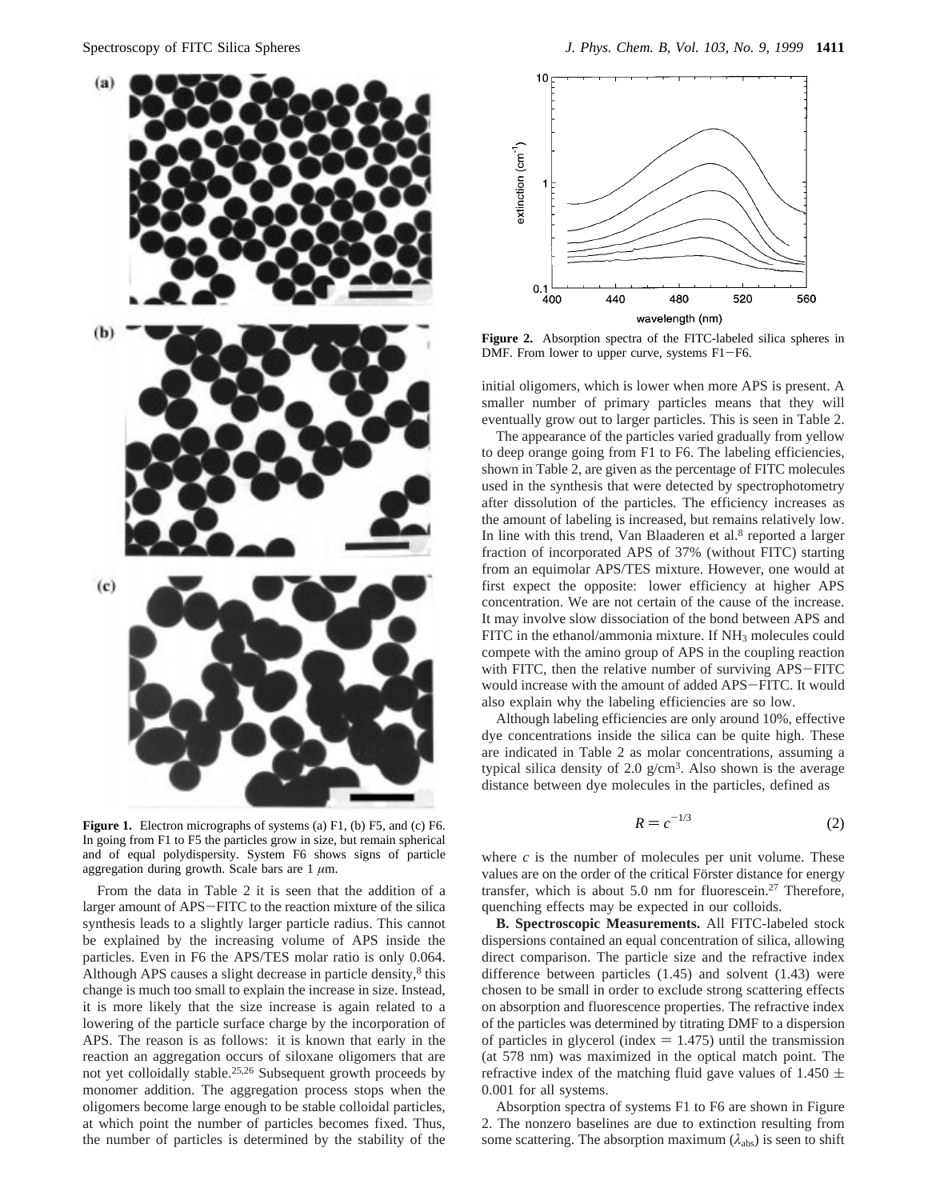**Figure 1.** Electron micrographs of systems (a) F1, (b) F5, and (c) F6. In going from F1 to F5 the particles grow in size, but remain spherical and of equal polydispersity. System F6 shows signs of particle aggregation during growth. Scale bars are 1 $\mu$m.

From the data in Table 2 it is seen that the addition of a larger amount of APS−FITC to the reaction mixture of the silica synthesis leads to a slightly larger particle radius. This cannot be explained by the increasing volume of APS inside the particles. Even in F6 the APS/TES molar ratio is only 0.064. Although APS causes a slight decrease in particle density,[8] this change is much too small to explain the increase in size. Instead, it is more likely that the size increase is again related to a lowering of the particle surface charge by the incorporation of APS. The reason is as follows: it is known that early in the reaction an aggregation occurs of siloxane oligomers that are not yet colloidally stable.[25,26] Subsequent growth proceeds by monomer addition. The aggregation process stops when the oligomers become large enough to be stable colloidal particles, at which point the number of particles becomes fixed. Thus, the number of particles is determined by the stability of the initial oligomers, which is lower when more APS is present. A smaller number of primary particles means that they will eventually grow out to larger particles. This is seen in Table 2.

**Figure 2.** Absorption spectra of the FITC-labeled silica spheres in DMF. From lower to upper curve, systems F1−F6.

The appearance of the particles varied gradually from yellow to deep orange going from F1 to F6. The labeling efficiencies, shown in Table 2, are given as the percentage of FITC molecules used in the synthesis that were detected by spectrophotometry after dissolution of the particles. The efficiency increases as the amount of labeling is increased, but remains relatively low. In line with this trend, Van Blaaderen et al.[8] reported a larger fraction of incorporated APS of 37% (without FITC) starting from an equimolar APS/TES mixture. However, one would at first expect the opposite: lower efficiency at higher APS concentration. We are not certain of the cause of the increase. It may involve slow dissociation of the bond between APS and FITC in the ethanol/ammonia mixture. If $NH_3$ molecules could compete with the amino group of APS in the coupling reaction with FITC, then the relative number of surviving APS−FITC would increase with the amount of added APS−FITC. It would also explain why the labeling efficiencies are so low.

Although labeling efficiencies are only around 10%, effective dye concentrations inside the silica can be quite high. These are indicated in Table 2 as molar concentrations, assuming a typical silica density of 2.0 g/cm$^3$. Also shown is the average distance between dye molecules in the particles, defined as

$$R = c^{-1/3} \tag{2}$$

where $c$ is the number of molecules per unit volume. These values are on the order of the critical Förster distance for energy transfer, which is about 5.0 nm for fluorescein.[27] Therefore, quenching effects may be expected in our colloids.

**B. Spectroscopic Measurements.** All FITC-labeled stock dispersions contained an equal concentration of silica, allowing direct comparison. The particle size and the refractive index difference between particles (1.45) and solvent (1.43) were chosen to be small in order to exclude strong scattering effects on absorption and fluorescence properties. The refractive index of the particles was determined by titrating DMF to a dispersion of particles in glycerol (index = 1.475) until the transmission (at 578 nm) was maximized in the optical match point. The refractive index of the matching fluid gave values of 1.450 ± 0.001 for all systems.

Absorption spectra of systems F1 to F6 are shown in Figure 2. The nonzero baselines are due to extinction resulting from some scattering. The absorption maximum ($\lambda_{abs}$) is seen to shift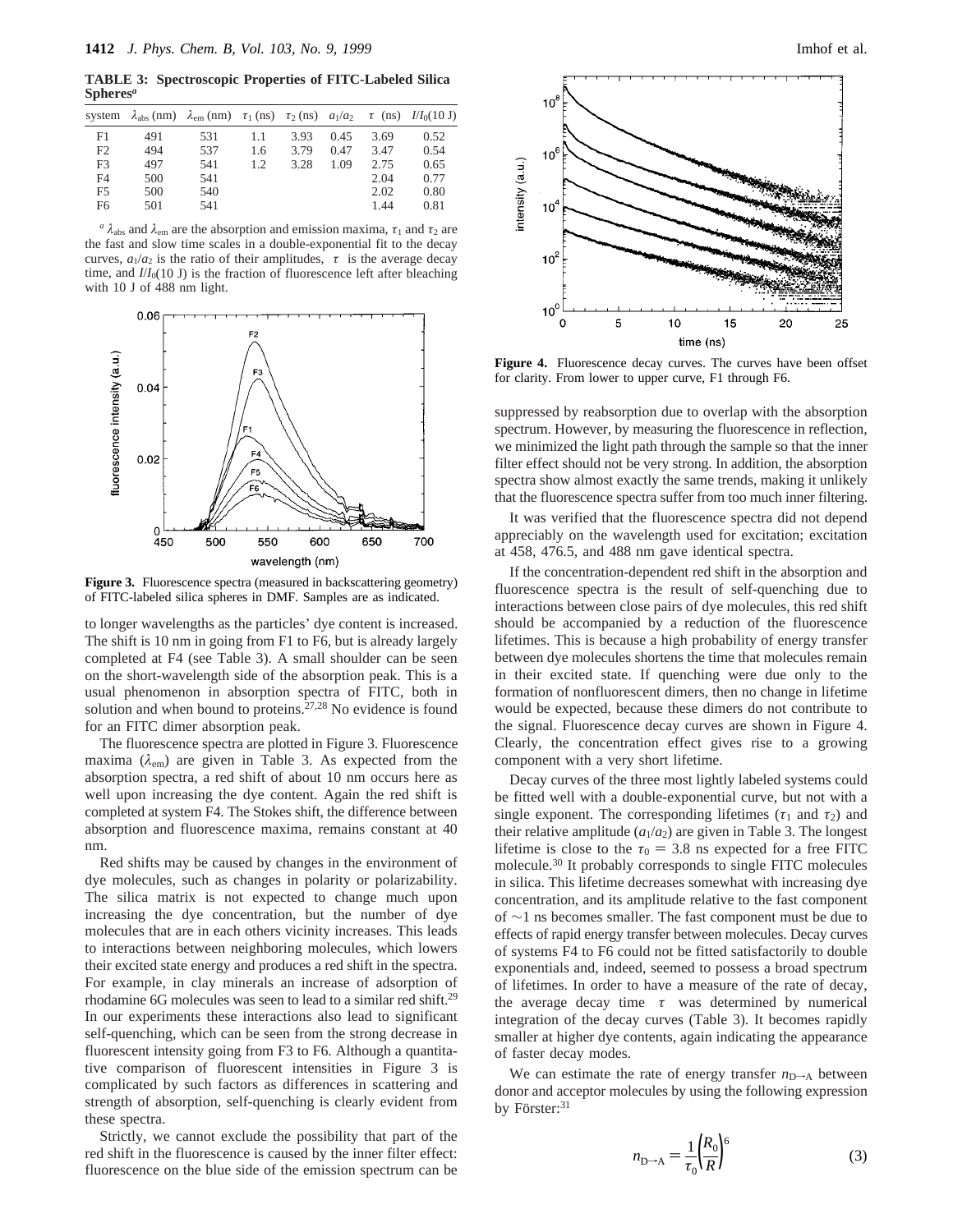**TABLE 3: Spectroscopic Properties of FITC-Labeled Silica Spheres**[a]

| system | $\lambda_{abs}$ (nm) | $\lambda_{em}$ (nm) | $\tau_1$ (ns) | $\tau_2$ (ns) | $a_1/a_2$ | $\langle\tau\rangle$ (ns) | $I/I_0$(10 J) |
|---|---|---|---|---|---|---|---|
| F1 | 491 | 531 | 1.1 | 3.93 | 0.45 | 3.69 | 0.52 |
| F2 | 494 | 537 | 1.6 | 3.79 | 0.47 | 3.47 | 0.54 |
| F3 | 497 | 541 | 1.2 | 3.28 | 1.09 | 2.75 | 0.65 |
| F4 | 500 | 541 | | | | 2.04 | 0.77 |
| F5 | 500 | 540 | | | | 2.02 | 0.80 |
| F6 | 501 | 541 | | | | 1.44 | 0.81 |

[a] $\lambda_{abs}$ and $\lambda_{em}$ are the absorption and emission maxima, $\tau_1$ and $\tau_2$ are the fast and slow time scales in a double-exponential fit to the decay curves, $a_1/a_2$ is the ratio of their amplitudes, $\langle\tau\rangle$ is the average decay time, and $I/I_0$(10 J) is the fraction of fluorescence left after bleaching with 10 J of 488 nm light.

**Figure 3.** Fluorescence spectra (measured in backscattering geometry) of FITC-labeled silica spheres in DMF. Samples are as indicated.

to longer wavelengths as the particles' dye content is increased. The shift is 10 nm in going from F1 to F6, but is already largely completed at F4 (see Table 3). A small shoulder can be seen on the short-wavelength side of the absorption peak. This is a usual phenomenon in absorption spectra of FITC, both in solution and when bound to proteins.[27,28] No evidence is found for an FITC dimer absorption peak.

The fluorescence spectra are plotted in Figure 3. Fluorescence maxima ($\lambda_{em}$) are given in Table 3. As expected from the absorption spectra, a red shift of about 10 nm occurs here as well upon increasing the dye content. Again the red shift is completed at system F4. The Stokes shift, the difference between absorption and fluorescence maxima, remains constant at 40 nm.

Red shifts may be caused by changes in the environment of dye molecules, such as changes in polarity or polarizability. The silica matrix is not expected to change much upon increasing the dye concentration, but the number of dye molecules that are in each others vicinity increases. This leads to interactions between neighboring molecules, which lowers their excited state energy and produces a red shift in the spectra. For example, in clay minerals an increase of adsorption of rhodamine 6G molecules was seen to lead to a similar red shift.[29] In our experiments these interactions also lead to significant self-quenching, which can be seen from the strong decrease in fluorescent intensity going from F3 to F6. Although a quantitative comparison of fluorescent intensities in Figure 3 is complicated by such factors as differences in scattering and strength of absorption, self-quenching is clearly evident from these spectra.

Strictly, we cannot exclude the possibility that part of the red shift in the fluorescence is caused by the inner filter effect: fluorescence on the blue side of the emission spectrum can be

**Figure 4.** Fluorescence decay curves. The curves have been offset for clarity. From lower to upper curve, F1 through F6.

suppressed by reabsorption due to overlap with the absorption spectrum. However, by measuring the fluorescence in reflection, we minimized the light path through the sample so that the inner filter effect should not be very strong. In addition, the absorption spectra show almost exactly the same trends, making it unlikely that the fluorescence spectra suffer from too much inner filtering.

It was verified that the fluorescence spectra did not depend appreciably on the wavelength used for excitation; excitation at 458, 476.5, and 488 nm gave identical spectra.

If the concentration-dependent red shift in the absorption and fluorescence spectra is the result of self-quenching due to interactions between close pairs of dye molecules, this red shift should be accompanied by a reduction of the fluorescence lifetimes. This is because a high probability of energy transfer between dye molecules shortens the time that molecules remain in their excited state. If quenching were due only to the formation of nonfluorescent dimers, then no change in lifetime would be expected, because these dimers do not contribute to the signal. Fluorescence decay curves are shown in Figure 4. Clearly, the concentration effect gives rise to a growing component with a very short lifetime.

Decay curves of the three most lightly labeled systems could be fitted well with a double-exponential curve, but not with a single exponent. The corresponding lifetimes ($\tau_1$ and $\tau_2$) and their relative amplitude ($a_1/a_2$) are given in Table 3. The longest lifetime is close to the $\tau_0 = 3.8$ ns expected for a free FITC molecule.[30] It probably corresponds to single FITC molecules in silica. This lifetime decreases somewhat with increasing dye concentration, and its amplitude relative to the fast component of ~1 ns becomes smaller. The fast component must be due to effects of rapid energy transfer between molecules. Decay curves of systems F4 to F6 could not be fitted satisfactorily to double exponentials and, indeed, seemed to possess a broad spectrum of lifetimes. In order to have a measure of the rate of decay, the average decay time $\langle\tau\rangle$ was determined by numerical integration of the decay curves (Table 3). It becomes rapidly smaller at higher dye contents, again indicating the appearance of faster decay modes.

We can estimate the rate of energy transfer $n_{D\rightarrow A}$ between donor and acceptor molecules by using the following expression by Förster:[31]

$$n_{D\rightarrow A} = \frac{1}{\tau_0}\left(\frac{R_0}{R}\right)^6 \quad (3)$$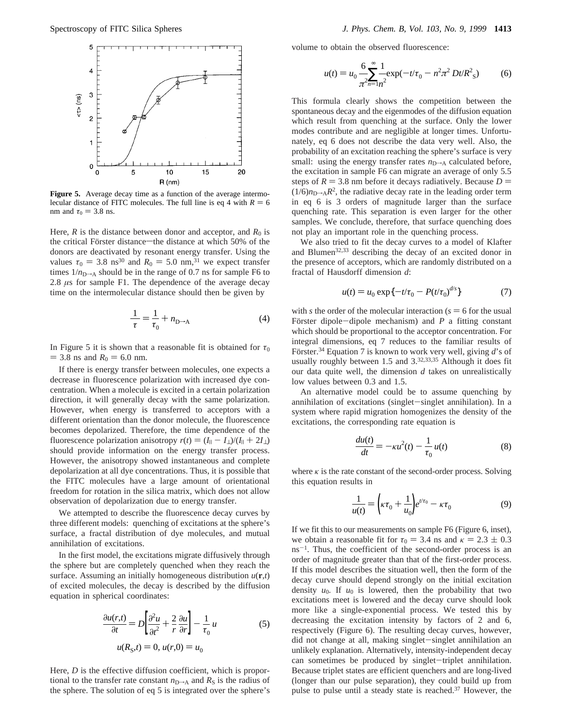**Figure 5.** Average decay time as a function of the average intermolecular distance of FITC molecules. The full line is eq 4 with $R = 6$ nm and $\tau_0 = 3.8$ ns.

Here, $R$ is the distance between donor and acceptor, and $R_0$ is the critical Förster distance—the distance at which 50% of the donors are deactivated by resonant energy transfer. Using the values $\tau_0 = 3.8$ ns[30] and $R_0 = 5.0$ nm,[31] we expect transfer times $1/n_{D\rightarrow A}$ should be in the range of 0.7 ns for sample F6 to 2.8 $\mu$s for sample F1. The dependence of the average decay time on the intermolecular distance should then be given by

$$\frac{1}{\tau} = \frac{1}{\tau_0} + n_{D\rightarrow A} \tag{4}$$

In Figure 5 it is shown that a reasonable fit is obtained for $\tau_0 = 3.8$ ns and $R_0 = 6.0$ nm.

If there is energy transfer between molecules, one expects a decrease in fluorescence polarization with increased dye concentration. When a molecule is excited in a certain polarization direction, it will generally decay with the same polarization. However, when energy is transferred to acceptors with a different orientation than the donor molecule, the fluorescence becomes depolarized. Therefore, the time dependence of the fluorescence polarization anisotropy $r(t) = (I_{\parallel} - I_{\perp})/(I_{\parallel} + 2I_{\perp})$ should provide information on the energy transfer process. However, the anisotropy showed instantaneous and complete depolarization at all dye concentrations. Thus, it is possible that the FITC molecules have a large amount of orientational freedom for rotation in the silica matrix, which does not allow observation of depolarization due to energy transfer.

We attempted to describe the fluorescence decay curves by three different models: quenching of excitations at the sphere's surface, a fractal distribution of dye molecules, and mutual annihilation of excitations.

In the first model, the excitations migrate diffusively through the sphere but are completely quenched when they reach the surface. Assuming an initially homogeneous distribution $u(\mathbf{r},t)$ of excited molecules, the decay is described by the diffusion equation in spherical coordinates:

$$\frac{\partial u(r,t)}{\partial t} = D\left[\frac{\partial^2 u}{\partial t^2} + \frac{2}{r}\frac{\partial u}{\partial r}\right] - \frac{1}{\tau_0}u \tag{5}$$

$$u(R_S,t) = 0,\ u(r,0) = u_0$$

Here, $D$ is the effective diffusion coefficient, which is proportional to the transfer rate constant $n_{D\rightarrow A}$ and $R_S$ is the radius of the sphere. The solution of eq 5 is integrated over the sphere's volume to obtain the observed fluorescence:

$$u(t) = u_0\frac{6}{\pi^2}\sum_{n=1}^{\infty}\frac{1}{n^2}\exp(-t/\tau_0 - n^2\pi^2 Dt/R_S^2) \tag{6}$$

This formula clearly shows the competition between the spontaneous decay and the eigenmodes of the diffusion equation which result from quenching at the surface. Only the lower modes contribute and are negligible at longer times. Unfortunately, eq 6 does not describe the data very well. Also, the probability of an excitation reaching the sphere's surface is very small: using the energy transfer rates $n_{D\rightarrow A}$ calculated before, the excitation in sample F6 can migrate an average of only 5.5 steps of $R = 3.8$ nm before it decays radiatively. Because $D = (1/6)n_{D\rightarrow A}R^2$, the radiative decay rate in the leading order term in eq 6 is 3 orders of magnitude larger than the surface quenching rate. This separation is even larger for the other samples. We conclude, therefore, that surface quenching does not play an important role in the quenching process.

We also tried to fit the decay curves to a model of Klafter and Blumen[32,33] describing the decay of an excited donor in the presence of acceptors, which are randomly distributed on a fractal of Hausdorff dimension $d$:

$$u(t) = u_0\exp\{-t/\tau_0 - P(t/\tau_0)^{d/s}\} \tag{7}$$

with $s$ the order of the molecular interaction ($s = 6$ for the usual Förster dipole—dipole mechanism) and $P$ a fitting constant which should be proportional to the acceptor concentration. For integral dimensions, eq 7 reduces to the familiar results of Förster.[34] Equation 7 is known to work very well, giving $d$'s of usually roughly between 1.5 and 3.[32,33,35] Although it does fit our data quite well, the dimension $d$ takes on unrealistically low values between 0.3 and 1.5.

An alternative model could be to assume quenching by annihilation of excitations (singlet—singlet annihilation). In a system where rapid migration homogenizes the density of the excitations, the corresponding rate equation is

$$\frac{du(t)}{dt} = -\kappa u^2(t) - \frac{1}{\tau_0}u(t) \tag{8}$$

where $\kappa$ is the rate constant of the second-order process. Solving this equation results in

$$\frac{1}{u(t)} = \left(\kappa\tau_0 + \frac{1}{u_0}\right)e^{t/\tau_0} - \kappa\tau_0 \tag{9}$$

If we fit this to our measurements on sample F6 (Figure 6, inset), we obtain a reasonable fit for $\tau_0 = 3.4$ ns and $\kappa = 2.3 \pm 0.3$ ns$^{-1}$. Thus, the coefficient of the second-order process is an order of magnitude greater than that of the first-order process. If this model describes the situation well, then the form of the decay curve should depend strongly on the initial excitation density $u_0$. If $u_0$ is lowered, then the probability that two excitations meet is lowered and the decay curve should look more like a single-exponential process. We tested this by decreasing the excitation intensity by factors of 2 and 6, respectively (Figure 6). The resulting decay curves, however, did not change at all, making singlet—singlet annihilation an unlikely explanation. Alternatively, intensity-independent decay can sometimes be produced by singlet—triplet annihilation. Because triplet states are efficient quenchers and are long-lived (longer than our pulse separation), they could build up from pulse to pulse until a steady state is reached.[37] However, the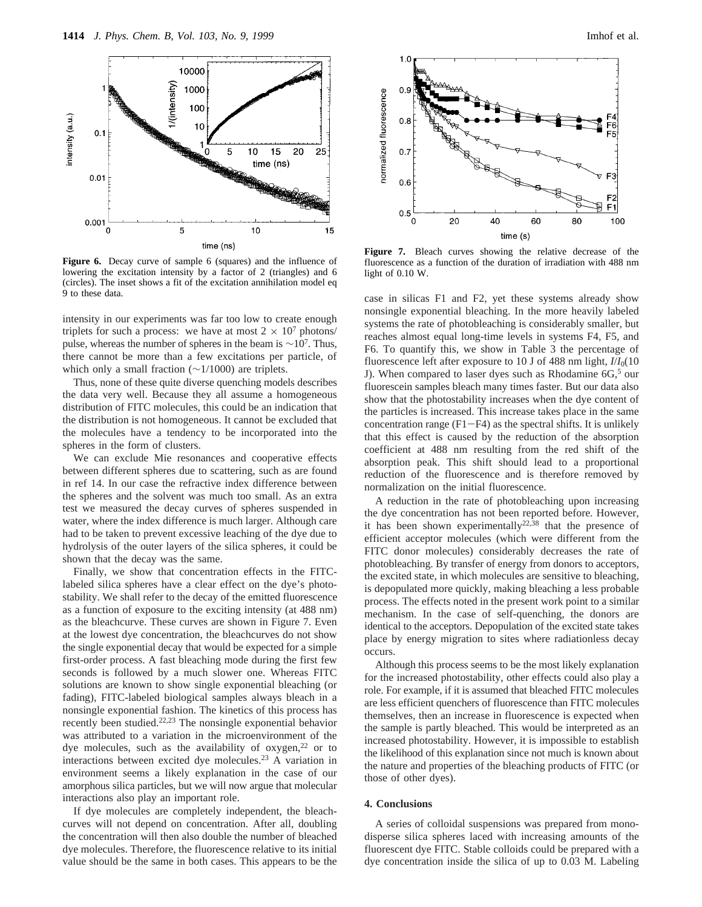**Figure 6.** Decay curve of sample 6 (squares) and the influence of lowering the excitation intensity by a factor of 2 (triangles) and 6 (circles). The inset shows a fit of the excitation annihilation model eq 9 to these data.

intensity in our experiments was far too low to create enough triplets for such a process: we have at most $2 \times 10^7$ photons/pulse, whereas the number of spheres in the beam is $\sim 10^7$. Thus, there cannot be more than a few excitations per particle, of which only a small fraction ($\sim 1/1000$) are triplets.

Thus, none of these quite diverse quenching models describes the data very well. Because they all assume a homogeneous distribution of FITC molecules, this could be an indication that the distribution is not homogeneous. It cannot be excluded that the molecules have a tendency to be incorporated into the spheres in the form of clusters.

We can exclude Mie resonances and cooperative effects between different spheres due to scattering, such as are found in ref 14. In our case the refractive index difference between the spheres and the solvent was much too small. As an extra test we measured the decay curves of spheres suspended in water, where the index difference is much larger. Although care had to be taken to prevent excessive leaching of the dye due to hydrolysis of the outer layers of the silica spheres, it could be shown that the decay was the same.

Finally, we show that concentration effects in the FITC-labeled silica spheres have a clear effect on the dye's photostability. We shall refer to the decay of the emitted fluorescence as a function of exposure to the exciting intensity (at 488 nm) as the bleachcurve. These curves are shown in Figure 7. Even at the lowest dye concentration, the bleachcurves do not show the single exponential decay that would be expected for a simple first-order process. A fast bleaching mode during the first few seconds is followed by a much slower one. Whereas FITC solutions are known to show single exponential bleaching (or fading), FITC-labeled biological samples always bleach in a nonsingle exponential fashion. The kinetics of this process has recently been studied.[22,23] The nonsingle exponential behavior was attributed to a variation in the microenvironment of the dye molecules, such as the availability of oxygen,[22] or to interactions between excited dye molecules.[23] A variation in environment seems a likely explanation in the case of our amorphous silica particles, but we will now argue that molecular interactions also play an important role.

If dye molecules are completely independent, the bleachcurves will not depend on concentration. After all, doubling the concentration will then also double the number of bleached dye molecules. Therefore, the fluorescence relative to its initial value should be the same in both cases. This appears to be the case in silicas F1 and F2, yet these systems already show nonsingle exponential bleaching. In the more heavily labeled systems the rate of photobleaching is considerably smaller, but reaches almost equal long-time levels in systems F4, F5, and F6. To quantify this, we show in Table 3 the percentage of fluorescence left after exposure to 10 J of 488 nm light, $I/I_0$(10 J). When compared to laser dyes such as Rhodamine 6G,[5] our fluorescein samples bleach many times faster. But our data also show that the photostability increases when the dye content of the particles is increased. This increase takes place in the same concentration range (F1−F4) as the spectral shifts. It is unlikely that this effect is caused by the reduction of the absorption coefficient at 488 nm resulting from the red shift of the absorption peak. This shift should lead to a proportional reduction of the fluorescence and is therefore removed by normalization on the initial fluorescence.

**Figure 7.** Bleach curves showing the relative decrease of the fluorescence as a function of the duration of irradiation with 488 nm light of 0.10 W.

A reduction in the rate of photobleaching upon increasing the dye concentration has not been reported before. However, it has been shown experimentally[22,38] that the presence of efficient acceptor molecules (which were different from the FITC donor molecules) considerably decreases the rate of photobleaching. By transfer of energy from donors to acceptors, the excited state, in which molecules are sensitive to bleaching, is depopulated more quickly, making bleaching a less probable process. The effects noted in the present work point to a similar mechanism. In the case of self-quenching, the donors are identical to the acceptors. Depopulation of the excited state takes place by energy migration to sites where radiationless decay occurs.

Although this process seems to be the most likely explanation for the increased photostability, other effects could also play a role. For example, if it is assumed that bleached FITC molecules are less efficient quenchers of fluorescence than FITC molecules themselves, then an increase in fluorescence is expected when the sample is partly bleached. This would be interpreted as an increased photostability. However, it is impossible to establish the likelihood of this explanation since not much is known about the nature and properties of the bleaching products of FITC (or those of other dyes).

## 4. Conclusions

A series of colloidal suspensions was prepared from monodisperse silica spheres laced with increasing amounts of the fluorescent dye FITC. Stable colloids could be prepared with a dye concentration inside the silica of up to 0.03 M. Labeling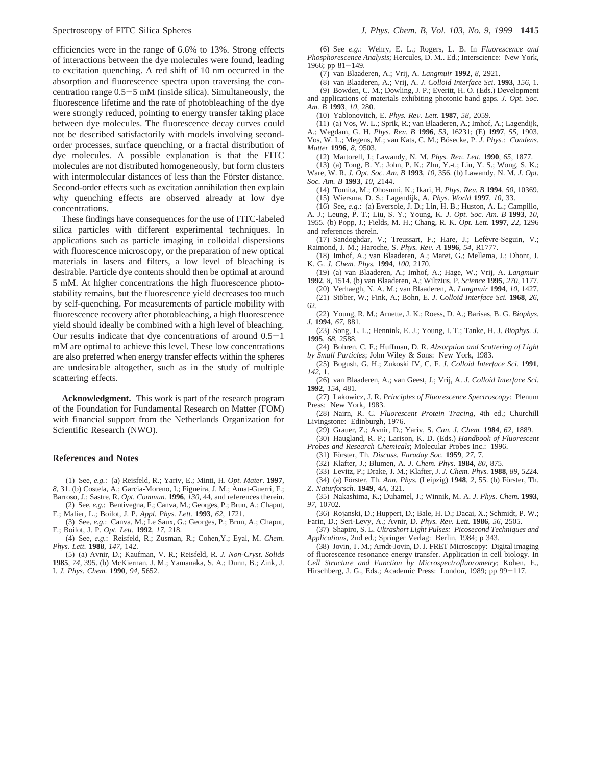efficiencies were in the range of 6.6% to 13%. Strong effects of interactions between the dye molecules were found, leading to excitation quenching. A red shift of 10 nm occurred in the absorption and fluorescence spectra upon traversing the concentration range 0.5−5 mM (inside silica). Simultaneously, the fluorescence lifetime and the rate of photobleaching of the dye were strongly reduced, pointing to energy transfer taking place between dye molecules. The fluorescence decay curves could not be described satisfactorily with models involving second-order processes, surface quenching, or a fractal distribution of dye molecules. A possible explanation is that the FITC molecules are not distributed homogeneously, but form clusters with intermolecular distances of less than the Förster distance. Second-order effects such as excitation annihilation then explain why quenching effects are observed already at low dye concentrations.

These findings have consequences for the use of FITC-labeled silica particles with different experimental techniques. In applications such as particle imaging in colloidal dispersions with fluorescence microscopy, or the preparation of new optical materials in lasers and filters, a low level of bleaching is desirable. Particle dye contents should then be optimal at around 5 mM. At higher concentrations the high fluorescence photostability remains, but the fluorescence yield decreases too much by self-quenching. For measurements of particle mobility with fluorescence recovery after photobleaching, a high fluorescence yield should ideally be combined with a high level of bleaching. Our results indicate that dye concentrations of around 0.5−1 mM are optimal to achieve this level. These low concentrations are also preferred when energy transfer effects within the spheres are undesirable altogether, such as in the study of multiple scattering effects.

**Acknowledgment.** This work is part of the research program of the Foundation for Fundamental Research on Matter (FOM) with financial support from the Netherlands Organization for Scientific Research (NWO).

## References and Notes

(1) See, *e.g.*: (a) Reisfeld, R.; Yariv, E.; Minti, H. *Opt. Mater.* **1997**, *8*, 31. (b) Costela, A.; Garcia-Moreno, I.; Figueira, J. M.; Amat-Guerri, F.; Barroso, J.; Sastre, R. *Opt. Commun.* **1996**, *130*, 44, and references therein.

(2) See, *e.g.*: Bentivegna, F.; Canva, M.; Georges, P.; Brun, A.; Chaput, F.; Malier, L.; Boilot, J. P. *Appl. Phys. Lett.* **1993**, *62*, 1721.

(3) See, *e.g.*: Canva, M.; Le Saux, G.; Georges, P.; Brun, A.; Chaput, F.; Boilot, J. P. *Opt. Lett.* **1992**, *17*, 218.

(4) See, *e.g.*: Reisfeld, R.; Zusman, R.; Cohen,Y.; Eyal, M. *Chem. Phys. Lett.* **1988**, *147*, 142.

(5) (a) Avnir, D.; Kaufman, V. R.; Reisfeld, R. *J. Non-Cryst. Solids* **1985**, *74*, 395. (b) McKiernan, J. M.; Yamanaka, S. A.; Dunn, B.; Zink, J. I. *J. Phys. Chem.* **1990**, *94*, 5652.

(6) See *e.g.*: Wehry, E. L.; Rogers, L. B. In *Fluorescence and Phosphorescence Analysis*; Hercules, D. M.. Ed.; Interscience: New York, 1966; pp 81−149.

(7) van Blaaderen, A.; Vrij, A. *Langmuir* **1992**, *8*, 2921.

(8) van Blaaderen, A.; Vrij, A. *J. Colloid Interface Sci.* **1993**, *156*, 1.

(9) Bowden, C. M.; Dowling, J. P.; Everitt, H. O. (Eds.) Development and applications of materials exhibiting photonic band gaps. *J. Opt. Soc. Am. B* **1993**, *10*, 280.

(10) Yablonovitch, E. *Phys. Rev. Lett.* **1987**, *58*, 2059.

(11) (a) Vos, W. L.; Sprik, R.; van Blaaderen, A.; Imhof, A.; Lagendijk, A.; Wegdam, G. H. *Phys. Rev. B* **1996**, *53*, 16231; (E) **1997**, *55*, 1903. Vos, W. L.; Megens, M.; van Kats, C. M.; Bösecke, P. *J. Phys.: Condens. Matter* **1996**, *8*, 9503.

(12) Martorell, J.; Lawandy, N. M. *Phys. Rev. Lett.* **1990**, *65*, 1877.

(13) (a) Tong, B. Y.; John, P. K.; Zhu, Y.-t.; Liu, Y. S.; Wong, S. K.; Ware, W. R. *J. Opt. Soc. Am. B* **1993**, *10*, 356. (b) Lawandy, N. M. *J. Opt. Soc. Am. B* **1993**, *10*, 2144.

(14) Tomita, M.; Ohosumi, K.; Ikari, H. *Phys. Rev. B* **1994**, *50*, 10369.

(15) Wiersma, D. S.; Lagendijk, A. *Phys. World* **1997**, *10*, 33.

(16) See, *e.g.*: (a) Eversole, J. D.; Lin, H. B.; Huston, A. L.; Campillo, A. J.; Leung, P. T.; Liu, S. Y.; Young, K. *J. Opt. Soc. Am. B* **1993**, *10*, 1955. (b) Popp, J.; Fields, M. H.; Chang, R. K. *Opt. Lett.* **1997**, *22*, 1296 and references therein.

(17) Sandoghdar, V.; Treussart, F.; Hare, J.; Lefèvre-Seguin, V.; Raimond, J. M.; Haroche, S. *Phys. Rev. A* **1996**, *54*, R1777.

(18) Imhof, A.; van Blaaderen, A.; Maret, G.; Mellema, J.; Dhont, J. K. G. *J. Chem. Phys.* **1994**, *100*, 2170.

(19) (a) van Blaaderen, A.; Imhof, A.; Hage, W.; Vrij, A. *Langmuir* **1992**, *8*, 1514. (b) van Blaaderen, A.; Wiltzius, P. *Science* **1995**, *270*, 1177.

(20) Verhaegh, N. A. M.; van Blaaderen, A. *Langmuir* **1994**, *10*, 1427.

(21) Stöber, W.; Fink, A.; Bohn, E. *J. Colloid Interface Sci.* **1968**, *26*, 62.

(22) Young, R. M.; Arnette, J. K.; Roess, D. A.; Barisas, B. G. *Biophys. J.* **1994**, *67*, 881.

(23) Song, L. L.; Hennink, E. J.; Young, I. T.; Tanke, H. J. *Biophys. J.* **1995**, *68*, 2588.

(24) Bohren, C. F.; Huffman, D. R. *Absorption and Scattering of Light by Small Particles*; John Wiley & Sons: New York, 1983.

(25) Bogush, G. H.; Zukoski IV, C. F. *J. Colloid Interface Sci.* **1991**, *142*, 1.

(26) van Blaaderen, A.; van Geest, J.; Vrij, A. *J. Colloid Interface Sci.* **1992**, *154*, 481.

(27) Lakowicz, J. R. *Principles of Fluorescence Spectroscopy*: Plenum Press: New York, 1983.

(28) Nairn, R. C. *Fluorescent Protein Tracing*, 4th ed.; Churchill Livingstone: Edinburgh, 1976.

(29) Grauer, Z.; Avnir, D.; Yariv, S. *Can. J. Chem.* **1984**, *62*, 1889.

(30) Haugland, R. P.; Larison, K. D. (Eds.) *Handbook of Fluorescent Probes and Research Chemicals*; Molecular Probes Inc.: 1996.

(31) Förster, Th. *Discuss. Faraday Soc.* **1959**, *27*, 7.

(32) Klafter, J.; Blumen, A. *J. Chem. Phys.* **1984**, *80*, 875.

(33) Levitz, P.; Drake, J. M.; Klafter, J. *J. Chem. Phys.* **1988**, *89*, 5224.

(34) (a) Förster, Th. *Ann. Phys.* (Leipzig) **1948**, *2*, 55. (b) Förster, Th. *Z. Naturforsch.* **1949**, *4A*, 321.

(35) Nakashima, K.; Duhamel, J.; Winnik, M. A. *J. Phys. Chem.* **1993**, *97*, 10702.

(36) Rojanski, D.; Huppert, D.; Bale, H. D.; Dacai, X.; Schmidt, P. W.; Farin, D.; Seri-Levy, A.; Avnir, D. *Phys. Rev. Lett.* **1986**, *56*, 2505.

(37) Shapiro, S. L. *Ultrashort Light Pulses: Picosecond Techniques and Applications*, 2nd ed.; Springer Verlag: Berlin, 1984; p 343.

(38) Jovin, T. M.; Arndt-Jovin, D. J. FRET Microscopy: Digital imaging of fluorescence resonance energy transfer. Application in cell biology. In *Cell Structure and Function by Microspectrofluorometry*; Kohen, E., Hirschberg, J. G., Eds.; Academic Press: London, 1989; pp 99−117.